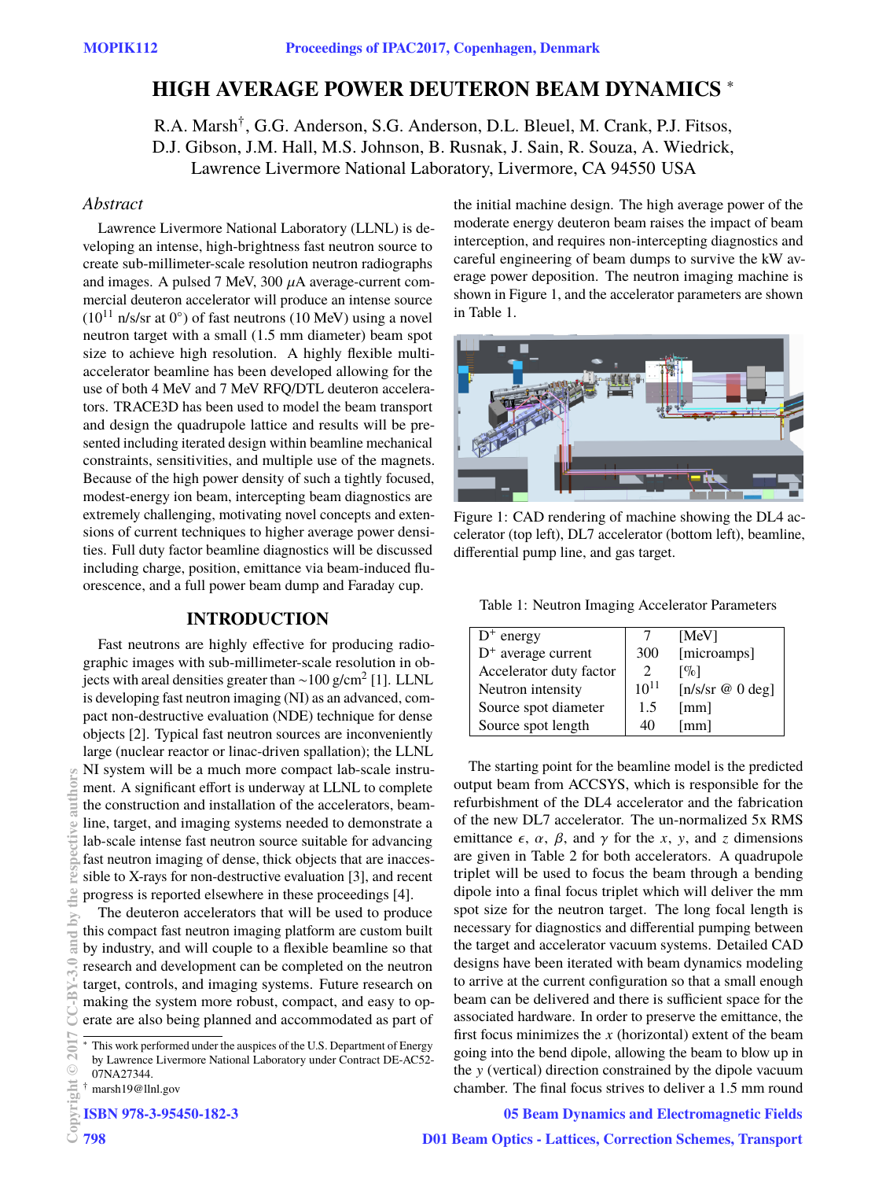# HIGH AVERAGE POWER DEUTERON BEAM DYNAMICS *

R.A. Marsh†, G.G. Anderson, S.G. Anderson, D.L. Bleuel, M. Crank, P.J. Fitsos, D.J. Gibson, J.M. Hall, M.S. Johnson, B. Rusnak, J. Sain, R. Souza, A. Wiedrick, Lawrence Livermore National Laboratory, Livermore, CA 94550 USA

## Abstract

Lawrence Livermore National Laboratory (LLNL) is developing an intense, high-brightness fast neutron source to create sub-millimeter-scale resolution neutron radiographs and images. A pulsed 7 MeV, 300 $\mu$A average-current commercial deuteron accelerator will produce an intense source ($10^{11}$ n/s/sr at 0°) of fast neutrons (10 MeV) using a novel neutron target with a small (1.5 mm diameter) beam spot size to achieve high resolution. A highly flexible multi-accelerator beamline has been developed allowing for the use of both 4 MeV and 7 MeV RFQ/DTL deuteron accelerators. TRACE3D has been used to model the beam transport and design the quadrupole lattice and results will be presented including iterated design within beamline mechanical constraints, sensitivities, and multiple use of the magnets. Because of the high power density of such a tightly focused, modest-energy ion beam, intercepting beam diagnostics are extremely challenging, motivating novel concepts and extensions of current techniques to higher average power densities. Full duty factor beamline diagnostics will be discussed including charge, position, emittance via beam-induced fluorescence, and a full power beam dump and Faraday cup.

## INTRODUCTION

Fast neutrons are highly effective for producing radiographic images with sub-millimeter-scale resolution in objects with areal densities greater than ~100 g/cm$^2$ [1]. LLNL is developing fast neutron imaging (NI) as an advanced, compact non-destructive evaluation (NDE) technique for dense objects [2]. Typical fast neutron sources are inconveniently large (nuclear reactor or linac-driven spallation); the LLNL NI system will be a much more compact lab-scale instrument. A significant effort is underway at LLNL to complete the construction and installation of the accelerators, beamline, target, and imaging systems needed to demonstrate a lab-scale intense fast neutron source suitable for advancing fast neutron imaging of dense, thick objects that are inaccessible to X-rays for non-destructive evaluation [3], and recent progress is reported elsewhere in these proceedings [4].

The deuteron accelerators that will be used to produce this compact fast neutron imaging platform are custom built by industry, and will couple to a flexible beamline so that research and development can be completed on the neutron target, controls, and imaging systems. Future research on making the system more robust, compact, and easy to operate are also being planned and accommodated as part of the initial machine design. The high average power of the moderate energy deuteron beam raises the impact of beam interception, and requires non-intercepting diagnostics and careful engineering of beam dumps to survive the kW average power deposition. The neutron imaging machine is shown in Figure 1, and the accelerator parameters are shown in Table 1.

Figure 1: CAD rendering of machine showing the DL4 accelerator (top left), DL7 accelerator (bottom left), beamline, differential pump line, and gas target.

Table 1: Neutron Imaging Accelerator Parameters

| | | |
|---|---|---|
| D$^+$ energy | 7 | [MeV] |
| D$^+$ average current | 300 | [microamps] |
| Accelerator duty factor | 2 | [%] |
| Neutron intensity | $10^{11}$ | [n/s/sr @ 0 deg] |
| Source spot diameter | 1.5 | [mm] |
| Source spot length | 40 | [mm] |

The starting point for the beamline model is the predicted output beam from ACCSYS, which is responsible for the refurbishment of the DL4 accelerator and the fabrication of the new DL7 accelerator. The un-normalized 5x RMS emittance $\epsilon$, $\alpha$, $\beta$, and $\gamma$ for the $x$, $y$, and $z$ dimensions are given in Table 2 for both accelerators. A quadrupole triplet will be used to focus the beam through a bending dipole into a final focus triplet which will deliver the mm spot size for the neutron target. The long focal length is necessary for diagnostics and differential pumping between the target and accelerator vacuum systems. Detailed CAD designs have been iterated with beam dynamics modeling to arrive at the current configuration so that a small enough beam can be delivered and there is sufficient space for the associated hardware. In order to preserve the emittance, the first focus minimizes the $x$ (horizontal) extent of the beam going into the bend dipole, allowing the beam to blow up in the $y$ (vertical) direction constrained by the dipole vacuum chamber. The final focus strives to deliver a 1.5 mm round

* This work performed under the auspices of the U.S. Department of Energy by Lawrence Livermore National Laboratory under Contract DE-AC52-07NA27344.
† marsh19@llnl.gov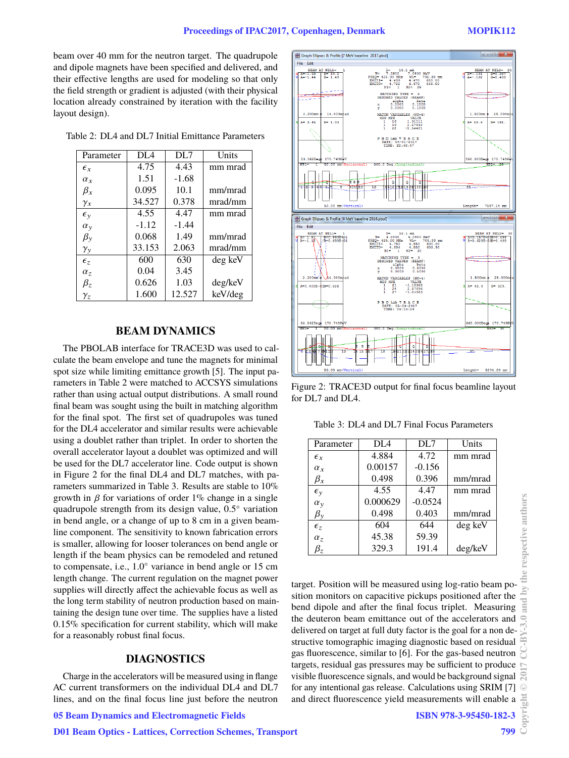beam over 40 mm for the neutron target. The quadrupole and dipole magnets have been specified and delivered, and their effective lengths are used for modeling so that only the field strength or gradient is adjusted (with their physical location already constrained by iteration with the facility layout design).

Table 2: DL4 and DL7 Initial Emittance Parameters

| Parameter | DL4 | DL7 | Units |
|---|---|---|---|
| $\epsilon_x$ | 4.75 | 4.43 | mm mrad |
| $\alpha_x$ | 1.51 | -1.68 | |
| $\beta_x$ | 0.095 | 10.1 | mm/mrad |
| $\gamma_x$ | 34.527 | 0.378 | mrad/mm |
| $\epsilon_y$ | 4.55 | 4.47 | mm mrad |
| $\alpha_y$ | -1.12 | -1.44 | |
| $\beta_y$ | 0.068 | 1.49 | mm/mrad |
| $\gamma_y$ | 33.153 | 2.063 | mrad/mm |
| $\epsilon_z$ | 600 | 630 | deg keV |
| $\alpha_z$ | 0.04 | 3.45 | |
| $\beta_z$ | 0.626 | 1.03 | deg/keV |
| $\gamma_z$ | 1.600 | 12.527 | keV/deg |

## BEAM DYNAMICS

The PBOLAB interface for TRACE3D was used to calculate the beam envelope and tune the magnets for minimal spot size while limiting emittance growth [5]. The input parameters in Table 2 were matched to ACCSYS simulations rather than using actual output distributions. A small round final beam was sought using the built in matching algorithm for the final spot. The first set of quadrupoles was tuned for the DL4 accelerator and similar results were achievable using a doublet rather than triplet. In order to shorten the overall accelerator layout a doublet was optimized and will be used for the DL7 accelerator line. Code output is shown in Figure 2 for the final DL4 and DL7 matches, with parameters summarized in Table 3. Results are stable to 10% growth in $\beta$ for variations of order 1% change in a single quadrupole strength from its design value, 0.5° variation in bend angle, or a change of up to 8 cm in a given beamline component. The sensitivity to known fabrication errors is smaller, allowing for looser tolerances on bend angle or length if the beam physics can be remodeled and retuned to compensate, i.e., 1.0° variance in bend angle or 15 cm length change. The current regulation on the magnet power supplies will directly affect the achievable focus as well as the long term stability of neutron production based on maintaining the design tune over time. The supplies have a listed 0.15% specification for current stability, which will make for a reasonably robust final focus.

## DIAGNOSTICS

Charge in the accelerators will be measured using in flange AC current transformers on the individual DL4 and DL7 lines, and on the final focus line just before the neutron target. Position will be measured using log-ratio beam position monitors on capacitive pickups positioned after the bend dipole and after the final focus triplet. Measuring the deuteron beam emittance out of the accelerators and delivered on target at full duty factor is the goal for a non destructive tomographic imaging diagnostic based on residual gas fluorescence, similar to [6]. For the gas-based neutron targets, residual gas pressures may be sufficient to produce visible fluorescence signals, and would be background signal for any intentional gas release. Calculations using SRIM [7] and direct fluorescence yield measurements will enable a

Figure 2: TRACE3D output for final focus beamline layout for DL7 and DL4.

Table 3: DL4 and DL7 Final Focus Parameters

| Parameter | DL4 | DL7 | Units |
|---|---|---|---|
| $\epsilon_x$ | 4.884 | 4.72 | mm mrad |
| $\alpha_x$ | 0.00157 | -0.156 | |
| $\beta_x$ | 0.498 | 0.396 | mm/mrad |
| $\epsilon_y$ | 4.55 | 4.47 | mm mrad |
| $\alpha_y$ | 0.000629 | -0.0524 | |
| $\beta_y$ | 0.498 | 0.403 | mm/mrad |
| $\epsilon_z$ | 604 | 644 | deg keV |
| $\alpha_z$ | 45.38 | 59.39 | |
| $\beta_z$ | 329.3 | 191.4 | deg/keV |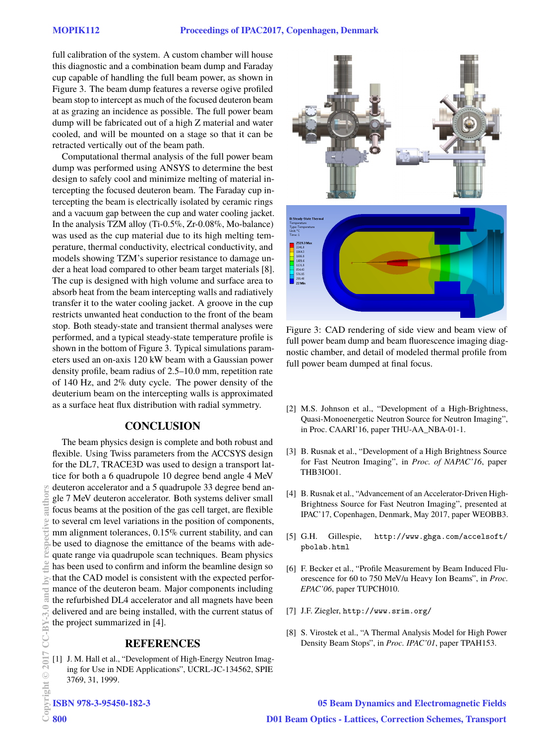full calibration of the system. A custom chamber will house this diagnostic and a combination beam dump and Faraday cup capable of handling the full beam power, as shown in Figure 3. The beam dump features a reverse ogive profiled beam stop to intercept as much of the focused deuteron beam at as grazing an incidence as possible. The full power beam dump will be fabricated out of a high Z material and water cooled, and will be mounted on a stage so that it can be retracted vertically out of the beam path.

Computational thermal analysis of the full power beam dump was performed using ANSYS to determine the best design to safely cool and minimize melting of material intercepting the focused deuteron beam. The Faraday cup intercepting the beam is electrically isolated by ceramic rings and a vacuum gap between the cup and water cooling jacket. In the analysis TZM alloy (Ti-0.5%, Zr-0.08%, Mo-balance) was used as the cup material due to its high melting temperature, thermal conductivity, electrical conductivity, and models showing TZM's superior resistance to damage under a heat load compared to other beam target materials [8]. The cup is designed with high volume and surface area to absorb heat from the beam intercepting walls and radiatively transfer it to the water cooling jacket. A groove in the cup restricts unwanted heat conduction to the front of the beam stop. Both steady-state and transient thermal analyses were performed, and a typical steady-state temperature profile is shown in the bottom of Figure 3. Typical simulations parameters used an on-axis 120 kW beam with a Gaussian power density profile, beam radius of 2.5–10.0 mm, repetition rate of 140 Hz, and 2% duty cycle. The power density of the deuterium beam on the intercepting walls is approximated as a surface heat flux distribution with radial symmetry.

B: Steady-State Thermal
Temperature
Type: Temperature
Unit: °C
Time: 1

2519.3 Max
2241.8
1964.3
1686.8
1409.4
1131.9
854.43
576.95
299.48
22 Min

Figure 3: CAD rendering of side view and beam view of full power beam dump and beam fluorescence imaging diagnostic chamber, and detail of modeled thermal profile from full power beam dumped at final focus.

## CONCLUSION

The beam physics design is complete and both robust and flexible. Using Twiss parameters from the ACCSYS design for the DL7, TRACE3D was used to design a transport lattice for both a 6 quadrupole 10 degree bend angle 4 MeV deuteron accelerator and a 5 quadrupole 33 degree bend angle 7 MeV deuteron accelerator. Both systems deliver small focus beams at the position of the gas cell target, are flexible to several cm level variations in the position of components, mm alignment tolerances, 0.15% current stability, and can be used to diagnose the emittance of the beams with adequate range via quadrupole scan techniques. Beam physics has been used to confirm and inform the beamline design so that the CAD model is consistent with the expected performance of the deuteron beam. Major components including the refurbished DL4 accelerator and all magnets have been delivered and are being installed, with the current status of the project summarized in [4].

## REFERENCES

[1] J. M. Hall et al., "Development of High-Energy Neutron Imaging for Use in NDE Applications", UCRL-JC-134562, SPIE 3769, 31, 1999.

[2] M.S. Johnson et al., "Development of a High-Brightness, Quasi-Monoenergetic Neutron Source for Neutron Imaging", in Proc. CAARI'16, paper THU-AA_NBA-01-1.

[3] B. Rusnak et al., "Development of a High Brightness Source for Fast Neutron Imaging", in *Proc. of NAPAC'16*, paper THB3IO01.

[4] B. Rusnak et al., "Advancement of an Accelerator-Driven High-Brightness Source for Fast Neutron Imaging", presented at IPAC'17, Copenhagen, Denmark, May 2017, paper WEOBB3.

[5] G.H. Gillespie, `http://www.ghga.com/accelsoft/pbolab.html`

[6] F. Becker et al., "Profile Measurement by Beam Induced Fluorescence for 60 to 750 MeV/u Heavy Ion Beams", in *Proc. EPAC'06*, paper TUPCH010.

[7] J.F. Ziegler, `http://www.srim.org/`

[8] S. Virostek et al., "A Thermal Analysis Model for High Power Density Beam Stops", in *Proc. IPAC'01*, paper TPAH153.